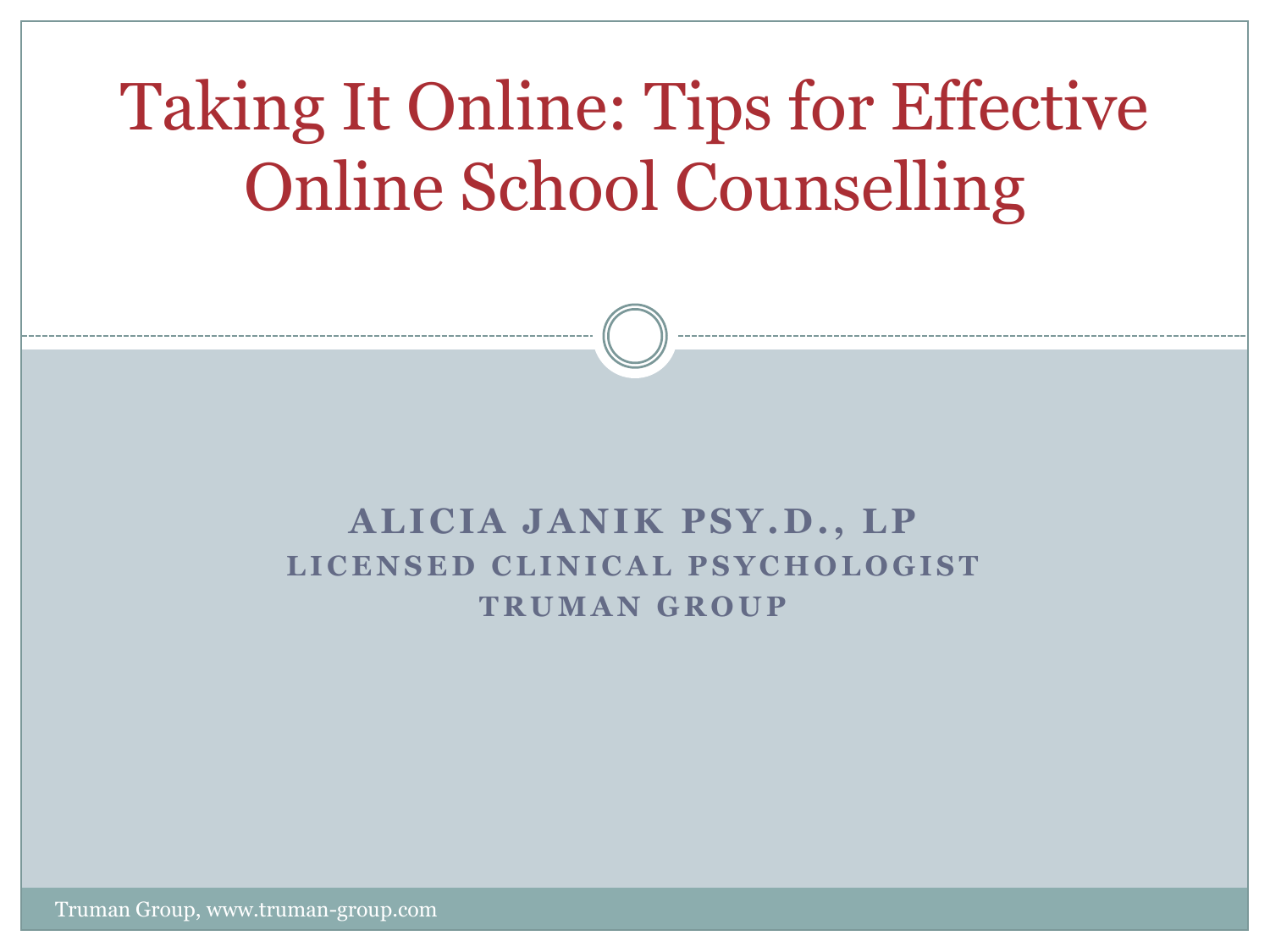# Taking It Online: Tips for Effective Online School Counselling

**ALICIA JANIK PSY.D., LP**
**LICENSED CLINICAL PSYCHOLOGIST**
**TRUMAN GROUP**

Truman Group, www.truman-group.com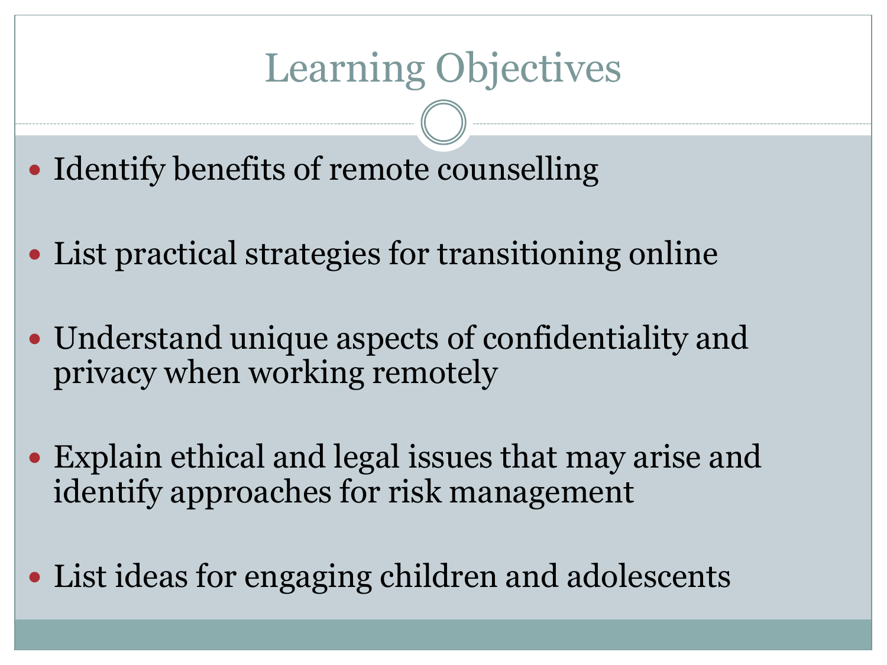# Learning Objectives

- Identify benefits of remote counselling
- List practical strategies for transitioning online
- Understand unique aspects of confidentiality and privacy when working remotely
- Explain ethical and legal issues that may arise and identify approaches for risk management
- List ideas for engaging children and adolescents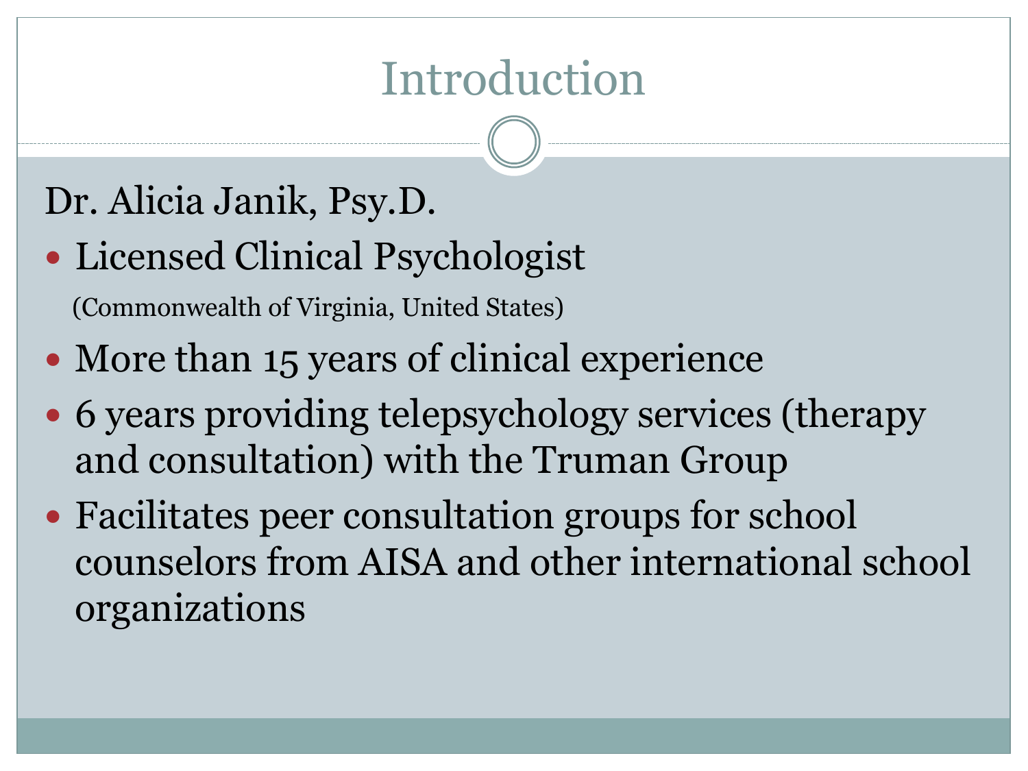# Introduction

Dr. Alicia Janik, Psy.D.

- Licensed Clinical Psychologist
  (Commonwealth of Virginia, United States)
- More than 15 years of clinical experience
- 6 years providing telepsychology services (therapy and consultation) with the Truman Group
- Facilitates peer consultation groups for school counselors from AISA and other international school organizations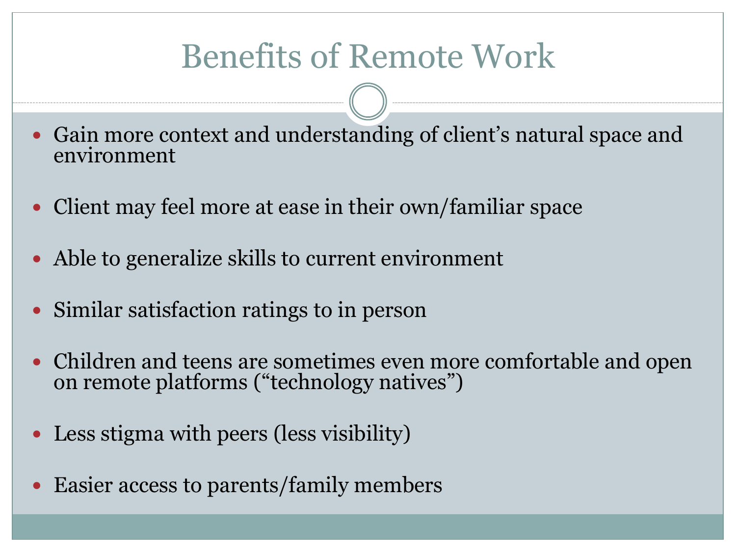# Benefits of Remote Work

- Gain more context and understanding of client's natural space and environment
- Client may feel more at ease in their own/familiar space
- Able to generalize skills to current environment
- Similar satisfaction ratings to in person
- Children and teens are sometimes even more comfortable and open on remote platforms ("technology natives")
- Less stigma with peers (less visibility)
- Easier access to parents/family members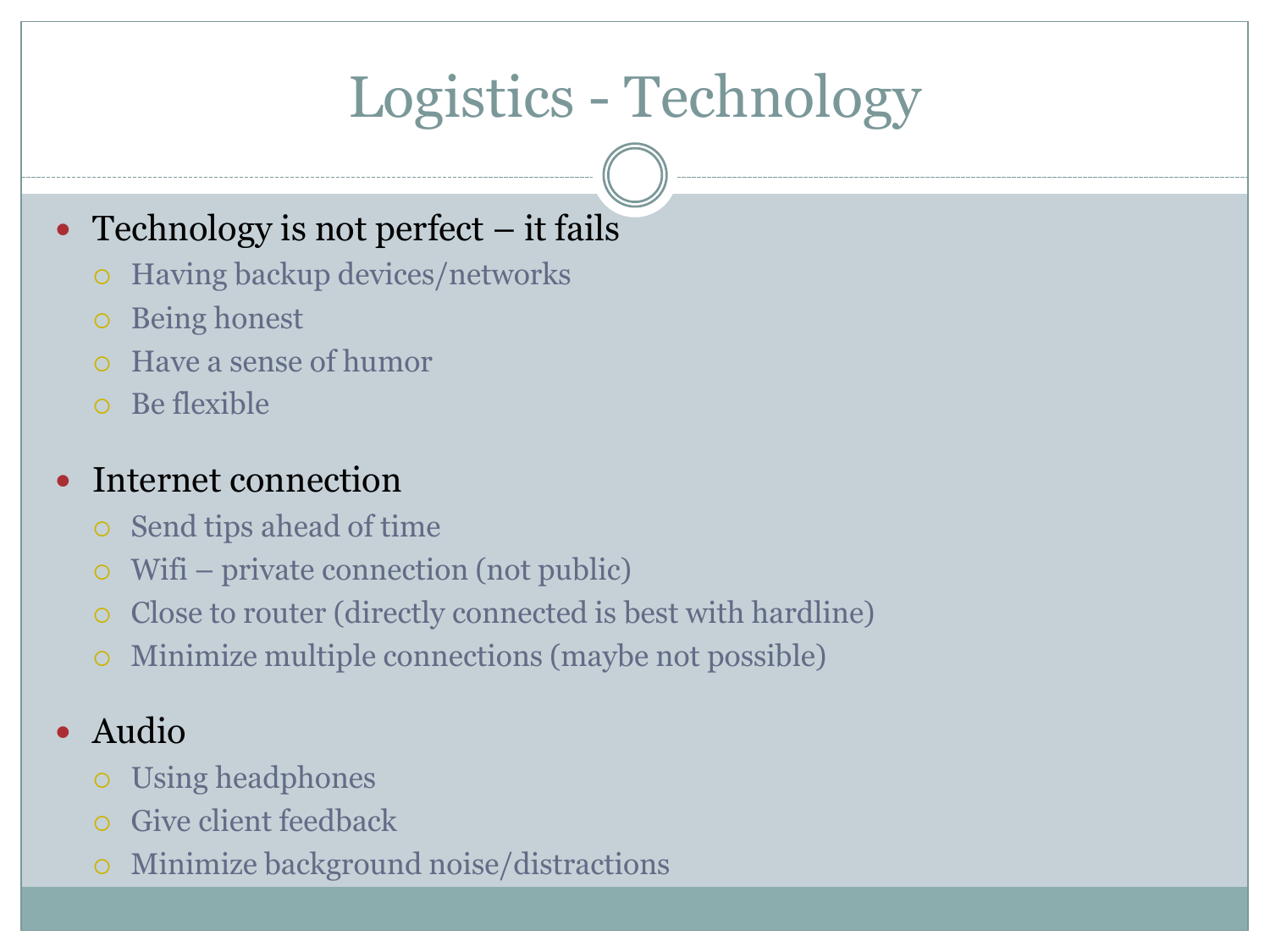# Logistics - Technology

- Technology is not perfect – it fails
  - Having backup devices/networks
  - Being honest
  - Have a sense of humor
  - Be flexible
- Internet connection
  - Send tips ahead of time
  - Wifi – private connection (not public)
  - Close to router (directly connected is best with hardline)
  - Minimize multiple connections (maybe not possible)
- Audio
  - Using headphones
  - Give client feedback
  - Minimize background noise/distractions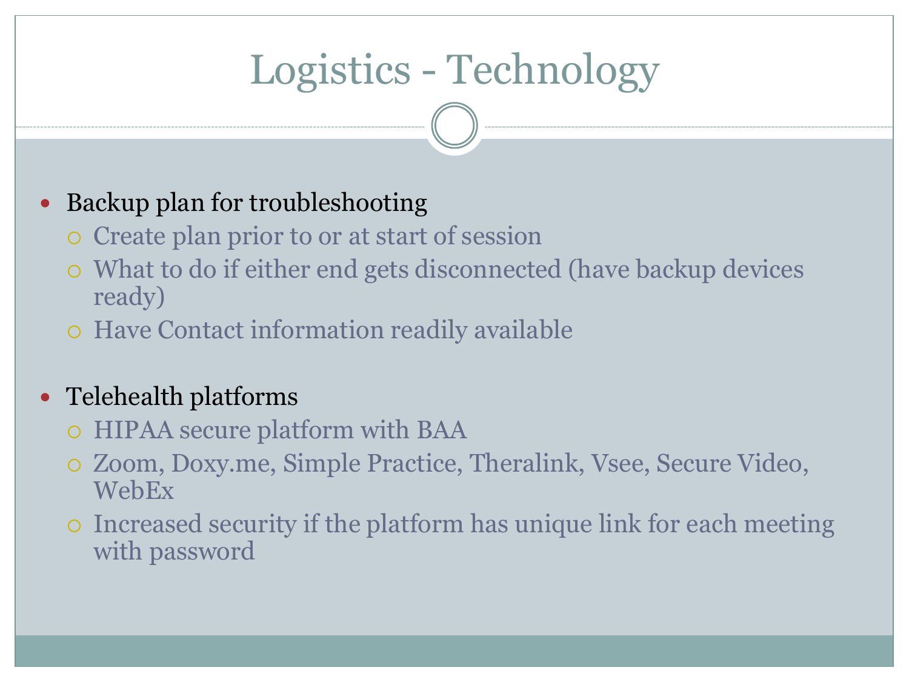# Logistics - Technology

- Backup plan for troubleshooting
  - Create plan prior to or at start of session
  - What to do if either end gets disconnected (have backup devices ready)
  - Have Contact information readily available

- Telehealth platforms
  - HIPAA secure platform with BAA
  - Zoom, Doxy.me, Simple Practice, Theralink, Vsee, Secure Video, WebEx
  - Increased security if the platform has unique link for each meeting with password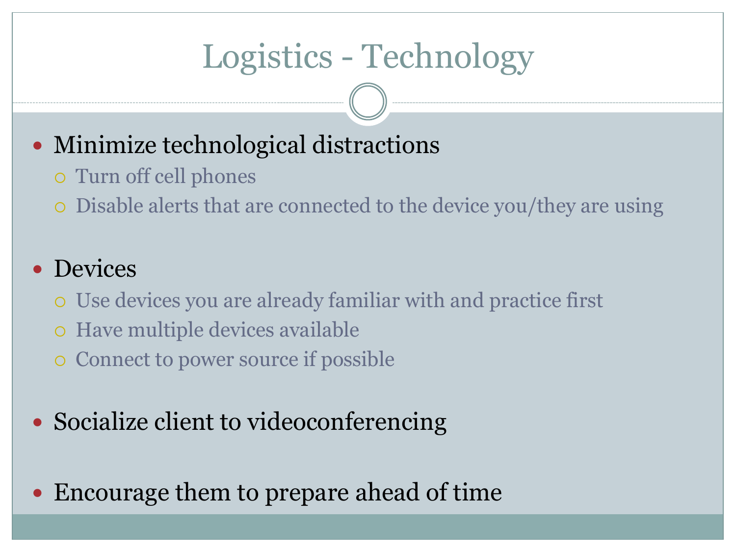# Logistics - Technology

- Minimize technological distractions
  - Turn off cell phones
  - Disable alerts that are connected to the device you/they are using
- Devices
  - Use devices you are already familiar with and practice first
  - Have multiple devices available
  - Connect to power source if possible
- Socialize client to videoconferencing
- Encourage them to prepare ahead of time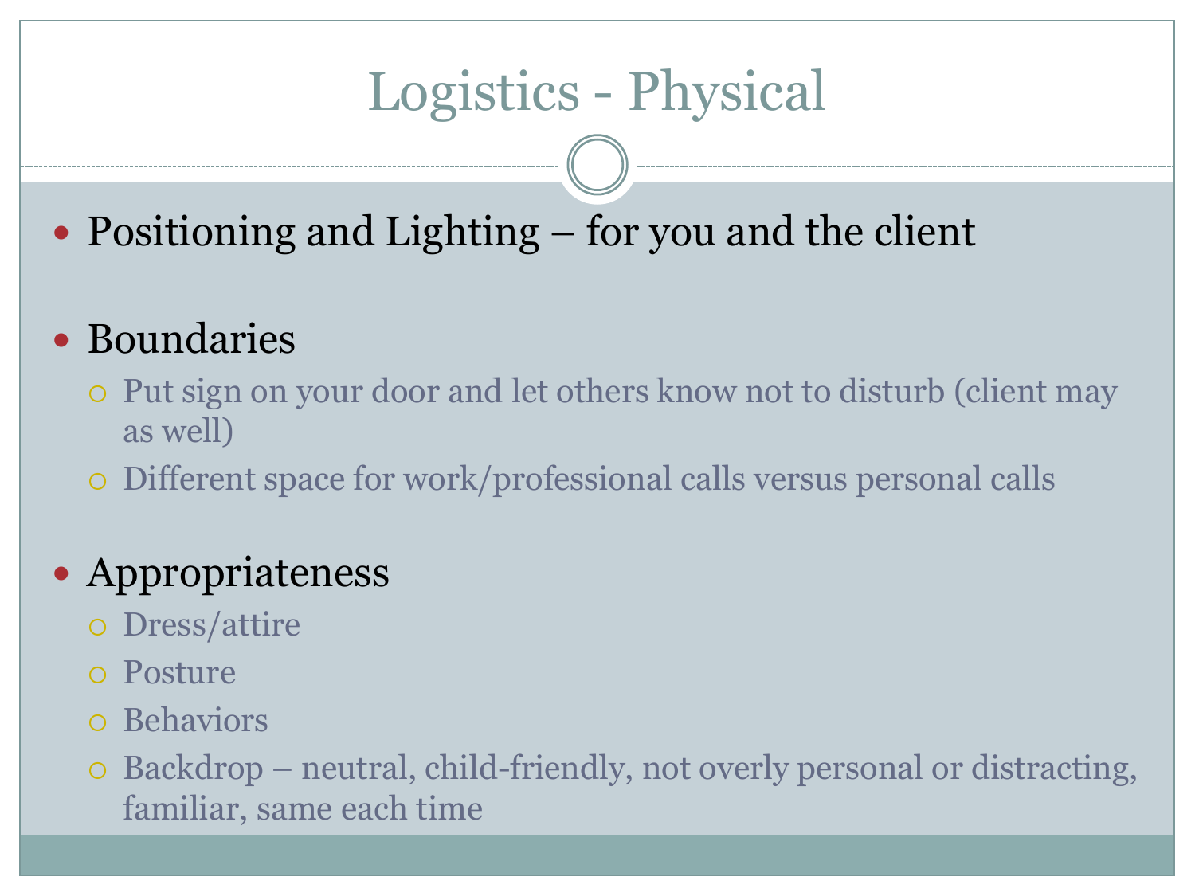# Logistics - Physical

- Positioning and Lighting – for you and the client
- Boundaries
  - Put sign on your door and let others know not to disturb (client may as well)
  - Different space for work/professional calls versus personal calls
- Appropriateness
  - Dress/attire
  - Posture
  - Behaviors
  - Backdrop – neutral, child-friendly, not overly personal or distracting, familiar, same each time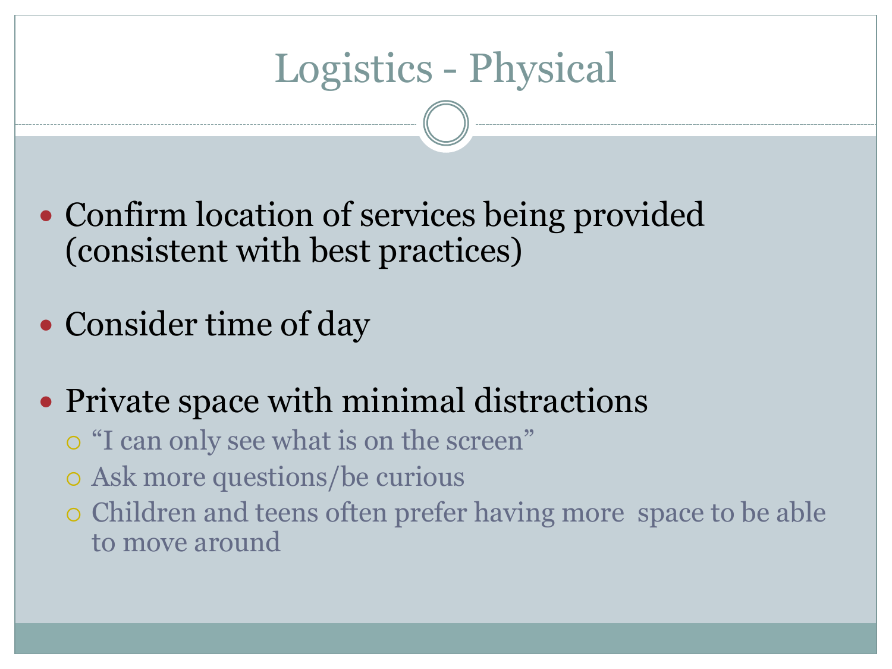# Logistics - Physical

- Confirm location of services being provided (consistent with best practices)
- Consider time of day
- Private space with minimal distractions
  - "I can only see what is on the screen"
  - Ask more questions/be curious
  - Children and teens often prefer having more space to be able to move around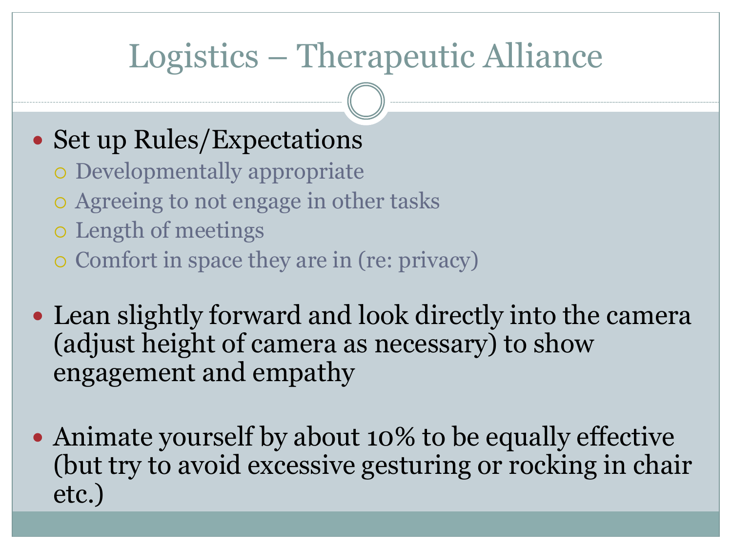# Logistics – Therapeutic Alliance

- Set up Rules/Expectations
  - Developmentally appropriate
  - Agreeing to not engage in other tasks
  - Length of meetings
  - Comfort in space they are in (re: privacy)
- Lean slightly forward and look directly into the camera (adjust height of camera as necessary) to show engagement and empathy
- Animate yourself by about 10% to be equally effective (but try to avoid excessive gesturing or rocking in chair etc.)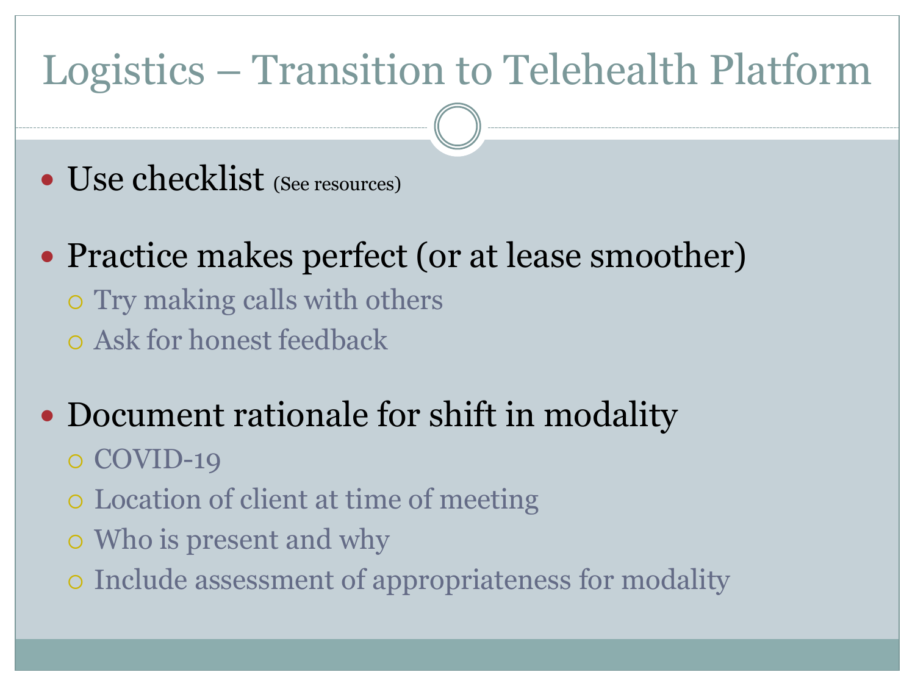# Logistics – Transition to Telehealth Platform

- Use checklist (See resources)
- Practice makes perfect (or at lease smoother)
  - Try making calls with others
  - Ask for honest feedback
- Document rationale for shift in modality
  - COVID-19
  - Location of client at time of meeting
  - Who is present and why
  - Include assessment of appropriateness for modality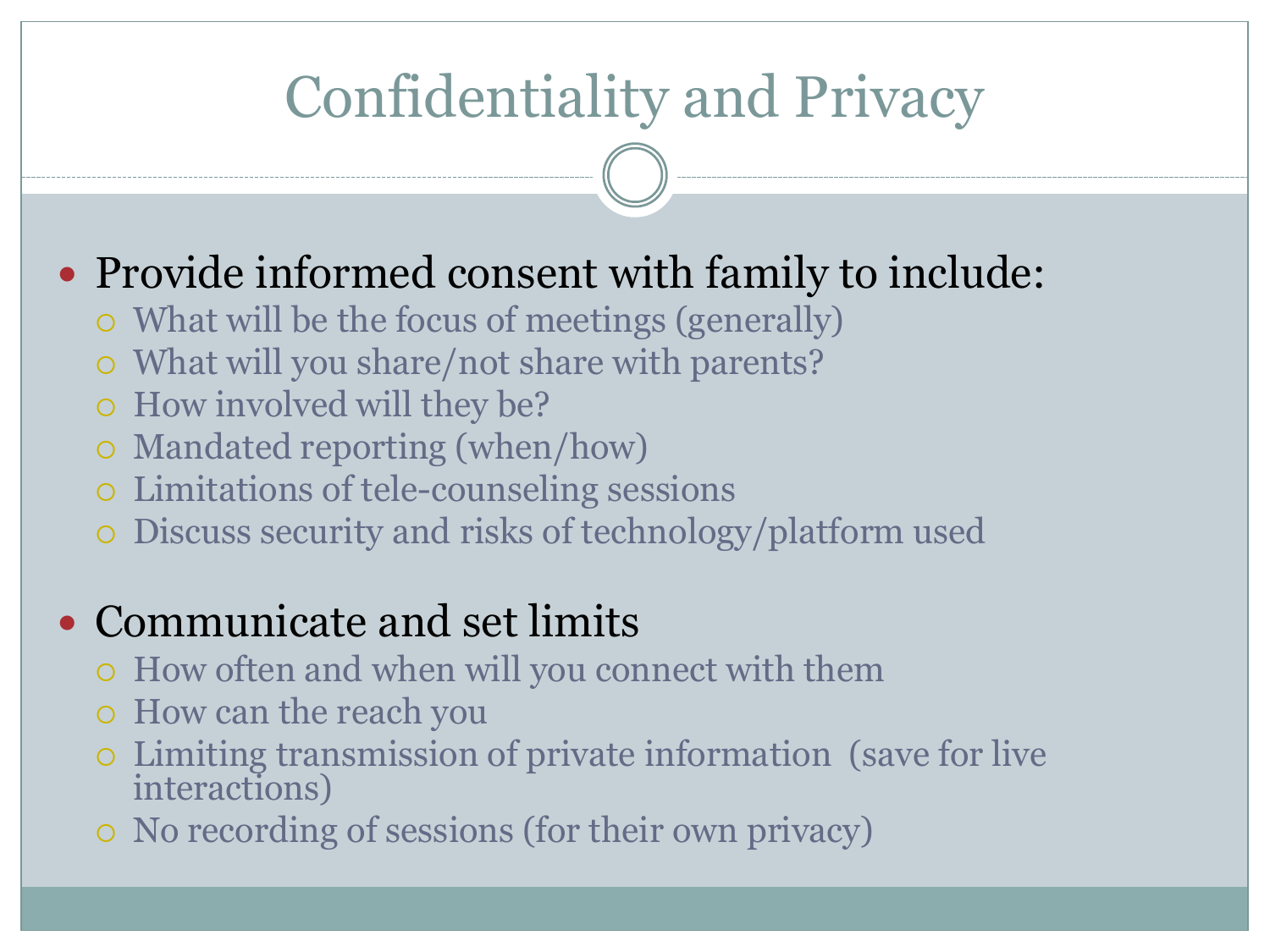# Confidentiality and Privacy

- Provide informed consent with family to include:
  - What will be the focus of meetings (generally)
  - What will you share/not share with parents?
  - How involved will they be?
  - Mandated reporting (when/how)
  - Limitations of tele-counseling sessions
  - Discuss security and risks of technology/platform used

- Communicate and set limits
  - How often and when will you connect with them
  - How can the reach you
  - Limiting transmission of private information (save for live interactions)
  - No recording of sessions (for their own privacy)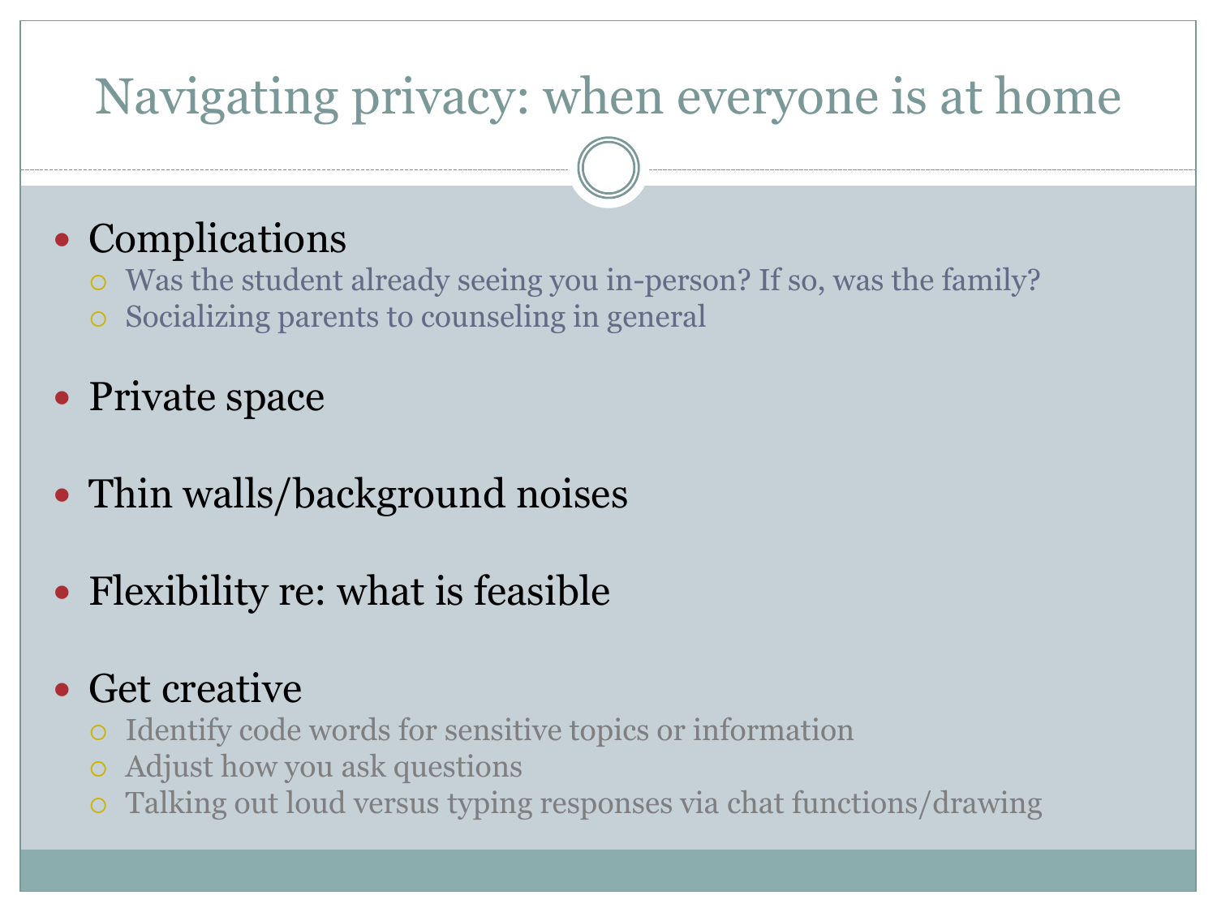# Navigating privacy: when everyone is at home

- Complications
  - Was the student already seeing you in-person? If so, was the family?
  - Socializing parents to counseling in general
- Private space
- Thin walls/background noises
- Flexibility re: what is feasible
- Get creative
  - Identify code words for sensitive topics or information
  - Adjust how you ask questions
  - Talking out loud versus typing responses via chat functions/drawing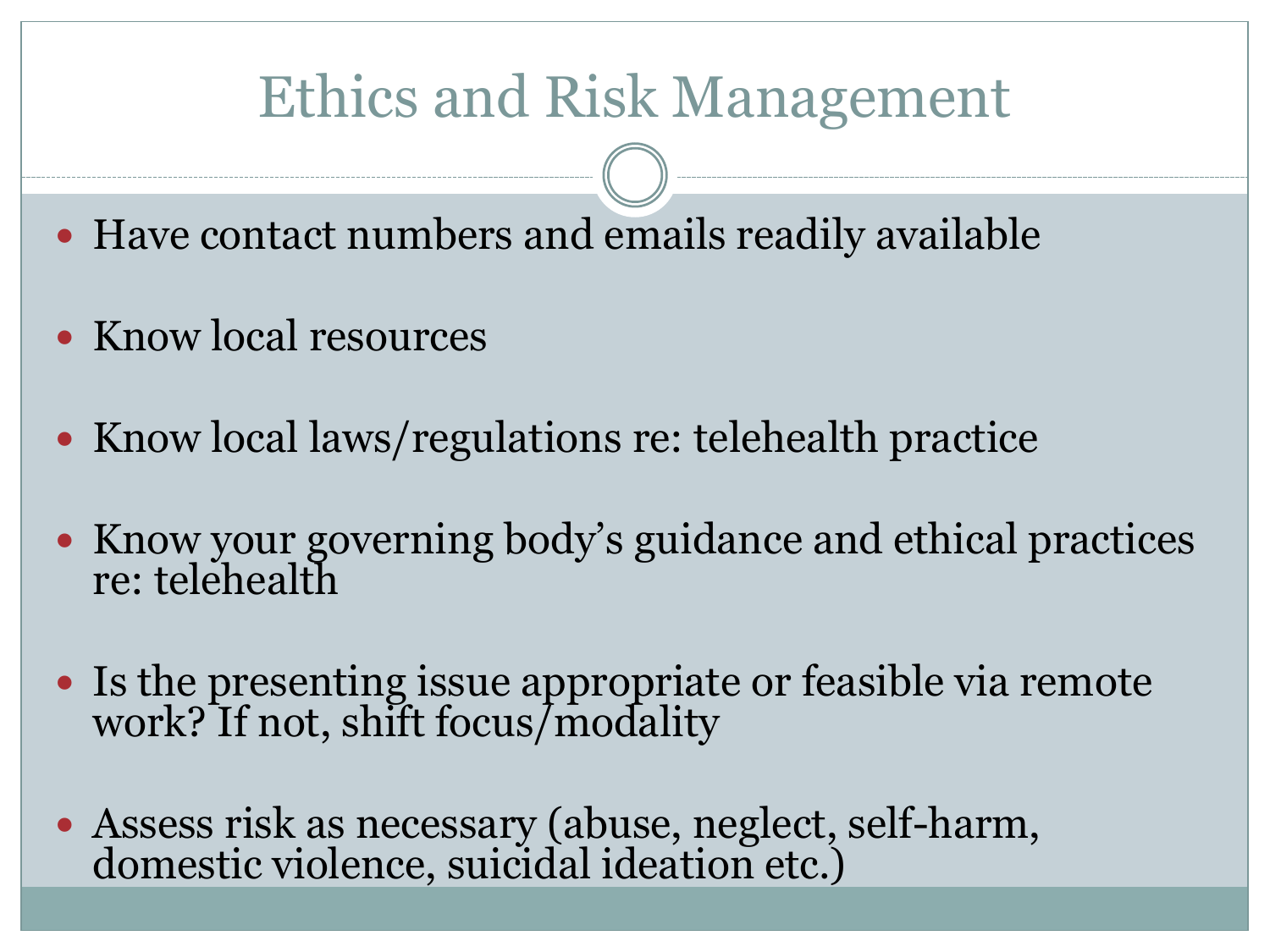# Ethics and Risk Management

- Have contact numbers and emails readily available
- Know local resources
- Know local laws/regulations re: telehealth practice
- Know your governing body's guidance and ethical practices re: telehealth
- Is the presenting issue appropriate or feasible via remote work? If not, shift focus/modality
- Assess risk as necessary (abuse, neglect, self-harm, domestic violence, suicidal ideation etc.)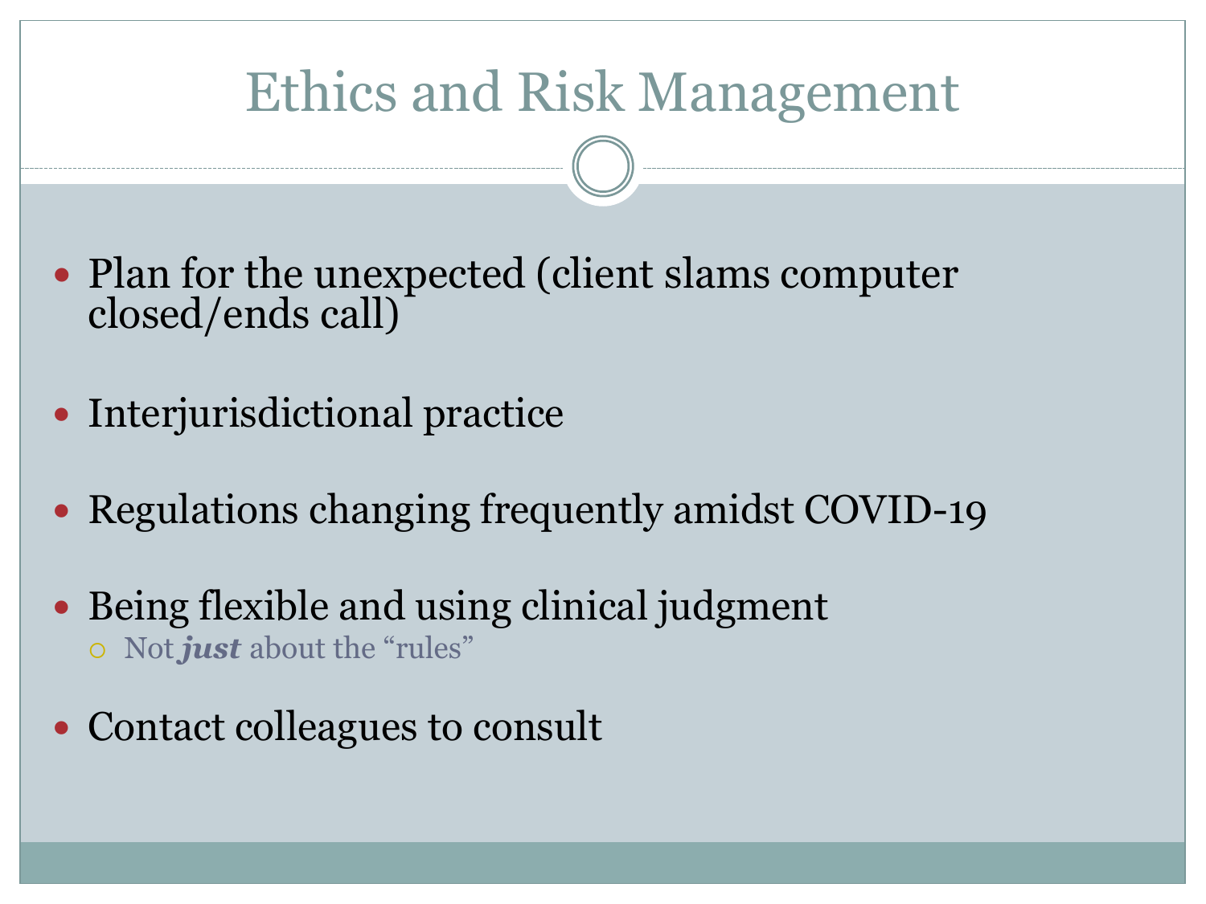# Ethics and Risk Management

- Plan for the unexpected (client slams computer closed/ends call)
- Interjurisdictional practice
- Regulations changing frequently amidst COVID-19
- Being flexible and using clinical judgment
  - Not ***just*** about the "rules"
- Contact colleagues to consult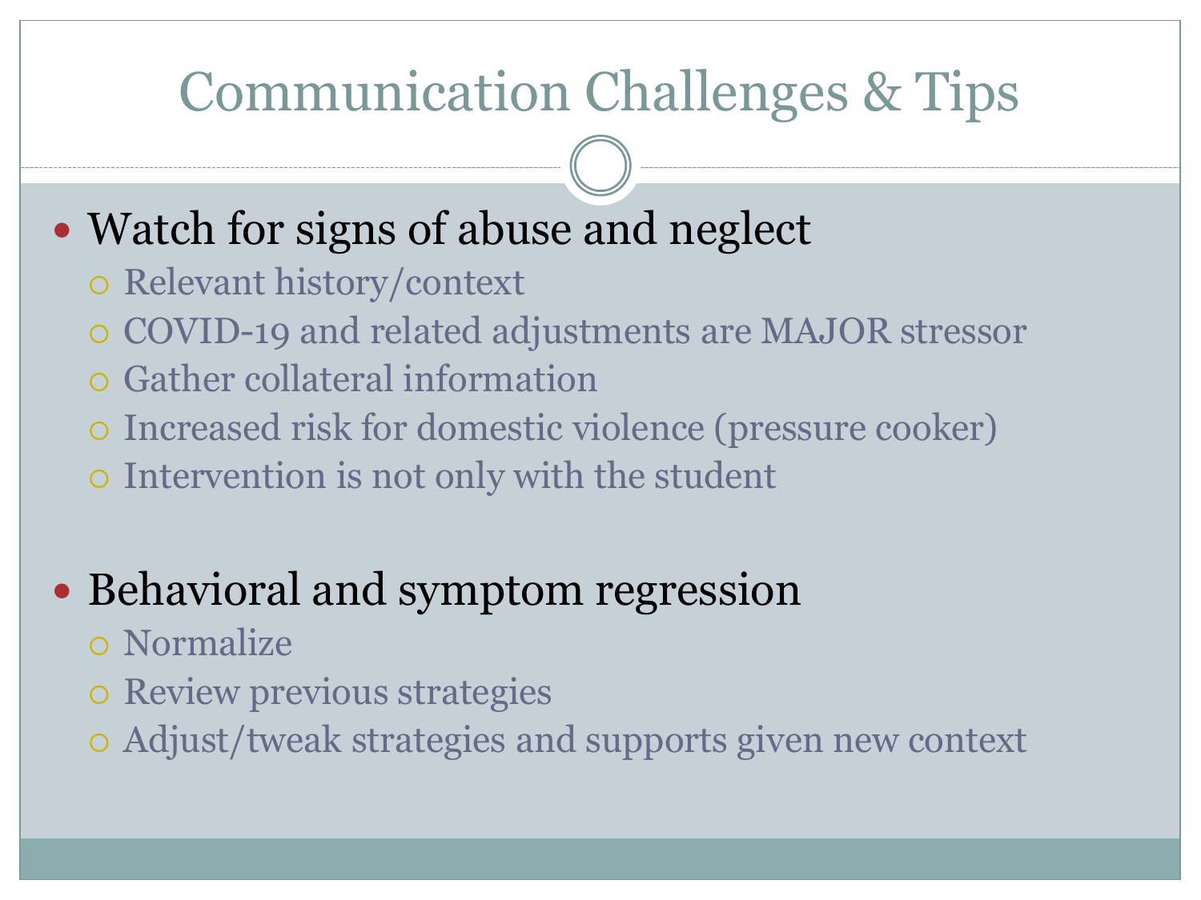# Communication Challenges & Tips

- Watch for signs of abuse and neglect
  - Relevant history/context
  - COVID-19 and related adjustments are MAJOR stressor
  - Gather collateral information
  - Increased risk for domestic violence (pressure cooker)
  - Intervention is not only with the student

- Behavioral and symptom regression
  - Normalize
  - Review previous strategies
  - Adjust/tweak strategies and supports given new context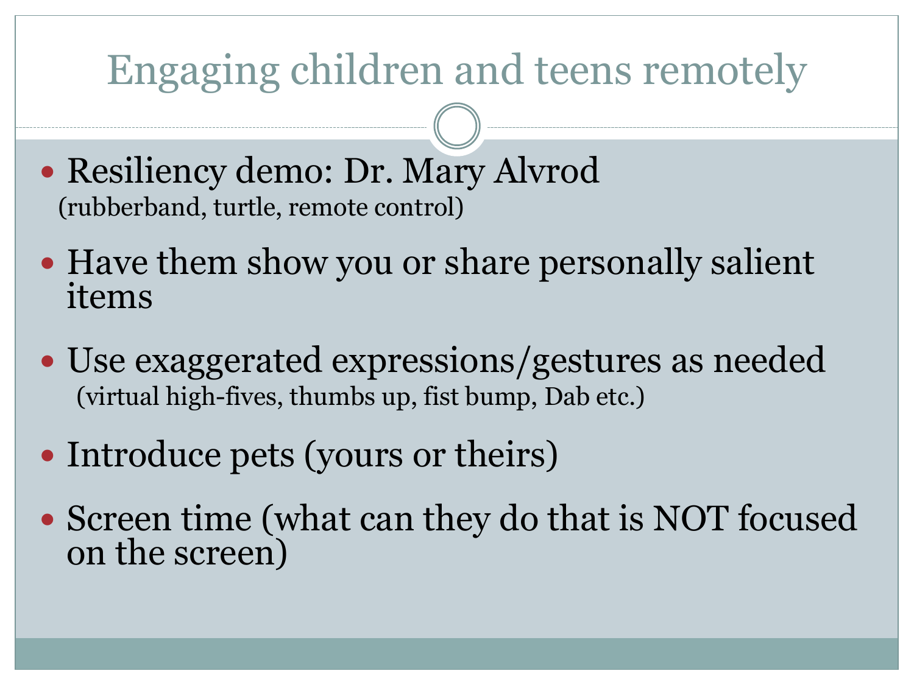# Engaging children and teens remotely

- Resiliency demo: Dr. Mary Alvrod
  (rubberband, turtle, remote control)
- Have them show you or share personally salient items
- Use exaggerated expressions/gestures as needed
  (virtual high-fives, thumbs up, fist bump, Dab etc.)
- Introduce pets (yours or theirs)
- Screen time (what can they do that is NOT focused on the screen)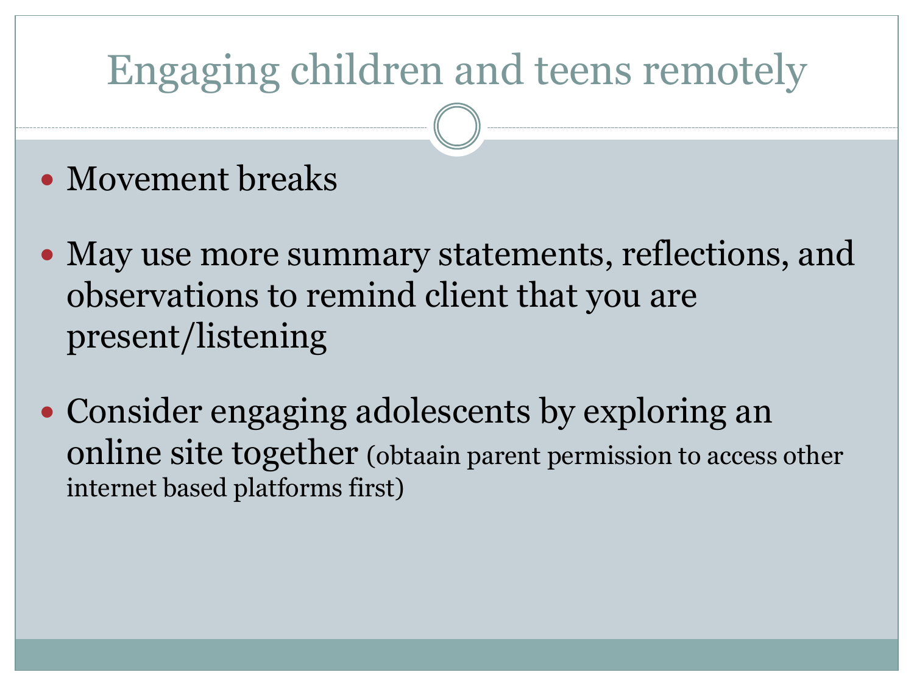# Engaging children and teens remotely

- Movement breaks
- May use more summary statements, reflections, and observations to remind client that you are present/listening
- Consider engaging adolescents by exploring an online site together (obtaain parent permission to access other internet based platforms first)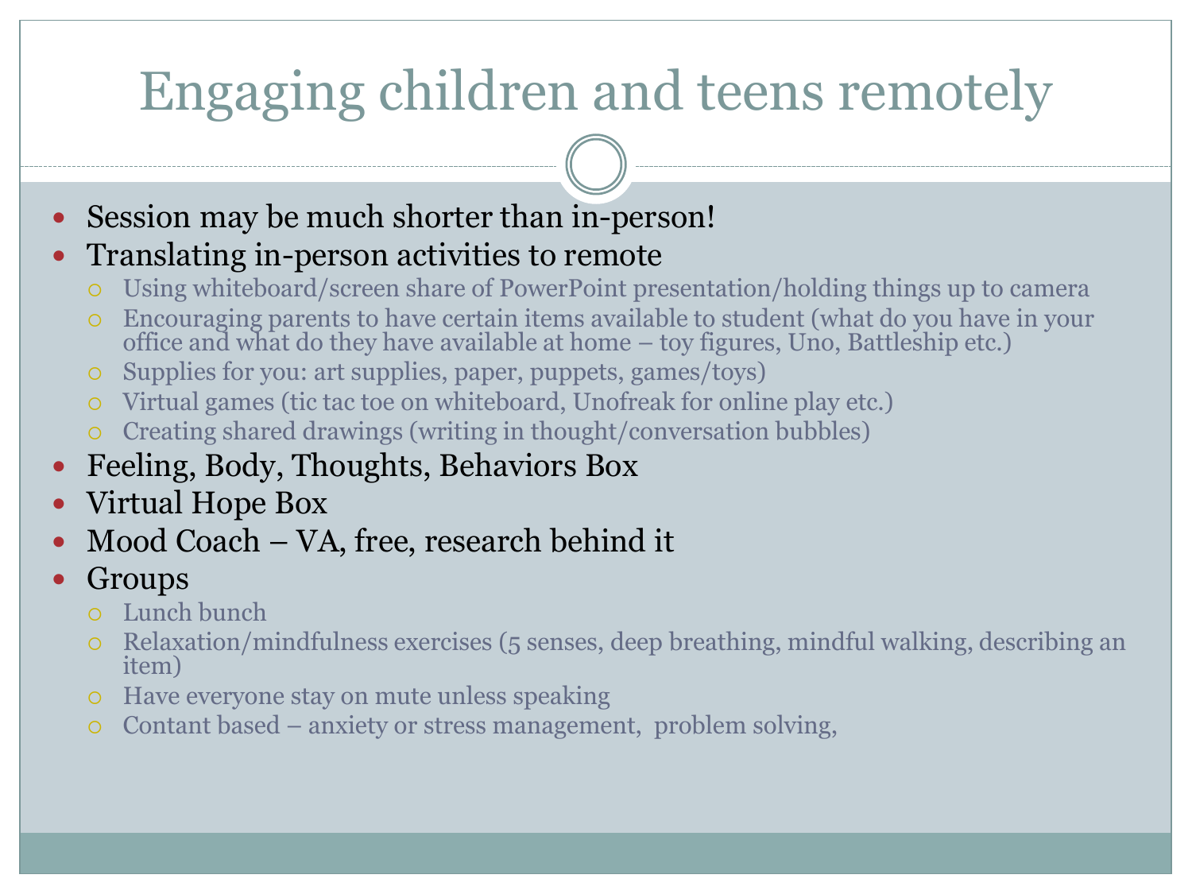# Engaging children and teens remotely

- Session may be much shorter than in-person!
- Translating in-person activities to remote
  - Using whiteboard/screen share of PowerPoint presentation/holding things up to camera
  - Encouraging parents to have certain items available to student (what do you have in your office and what do they have available at home – toy figures, Uno, Battleship etc.)
  - Supplies for you: art supplies, paper, puppets, games/toys)
  - Virtual games (tic tac toe on whiteboard, Unofreak for online play etc.)
  - Creating shared drawings (writing in thought/conversation bubbles)
- Feeling, Body, Thoughts, Behaviors Box
- Virtual Hope Box
- Mood Coach – VA, free, research behind it
- Groups
  - Lunch bunch
  - Relaxation/mindfulness exercises (5 senses, deep breathing, mindful walking, describing an item)
  - Have everyone stay on mute unless speaking
  - Contant based – anxiety or stress management, problem solving,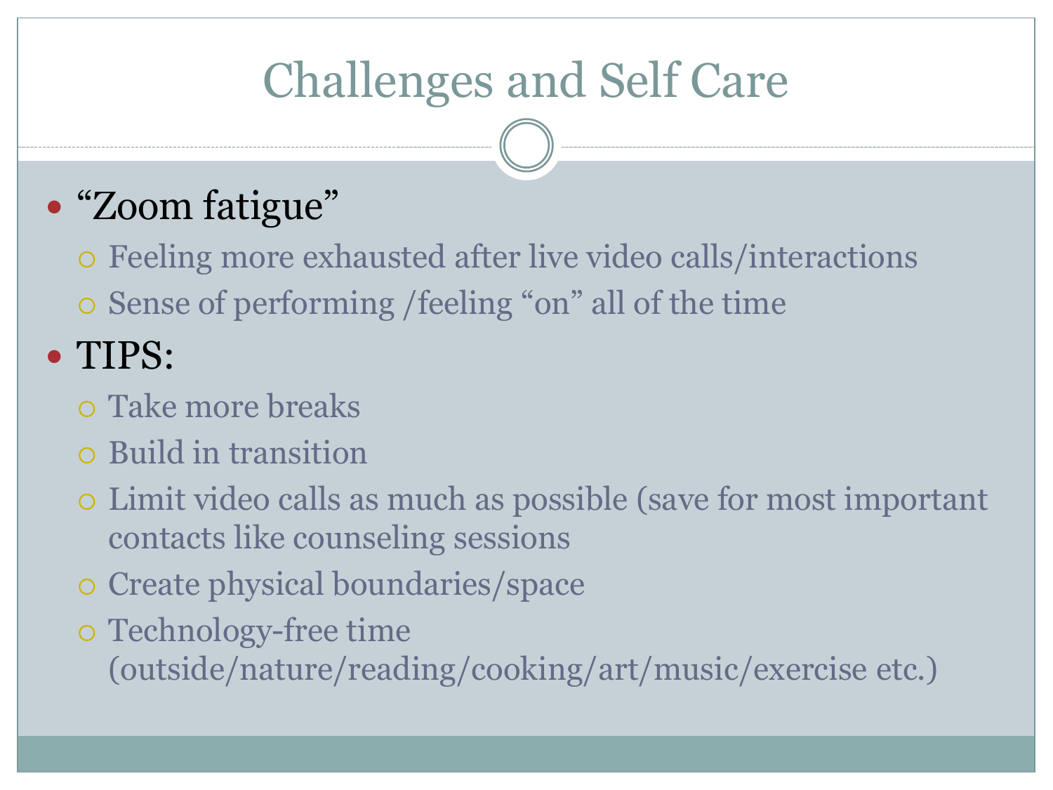# Challenges and Self Care

- "Zoom fatigue"
  - Feeling more exhausted after live video calls/interactions
  - Sense of performing /feeling "on" all of the time
- TIPS:
  - Take more breaks
  - Build in transition
  - Limit video calls as much as possible (save for most important contacts like counseling sessions
  - Create physical boundaries/space
  - Technology-free time (outside/nature/reading/cooking/art/music/exercise etc.)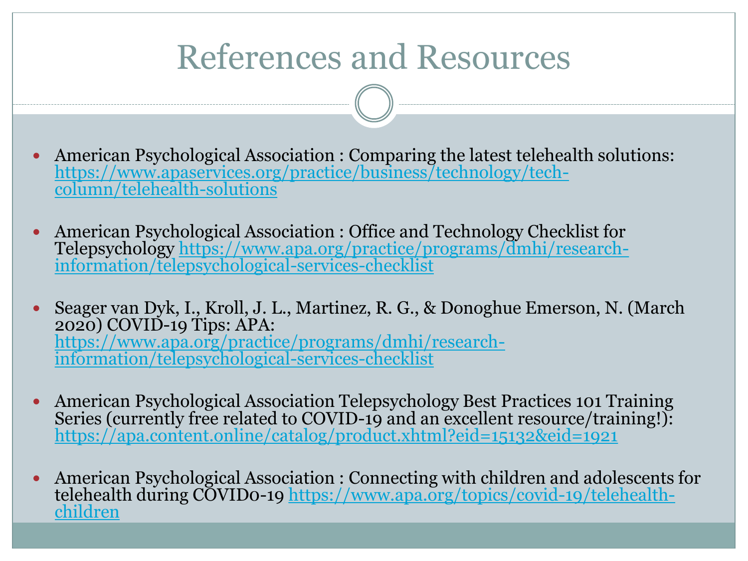# References and Resources

- American Psychological Association : Comparing the latest telehealth solutions: https://www.apaservices.org/practice/business/technology/tech-column/telehealth-solutions
- American Psychological Association : Office and Technology Checklist for Telepsychology https://www.apa.org/practice/programs/dmhi/research-information/telepsychological-services-checklist
- Seager van Dyk, I., Kroll, J. L., Martinez, R. G., & Donoghue Emerson, N. (March 2020) COVID-19 Tips: APA: https://www.apa.org/practice/programs/dmhi/research-information/telepsychological-services-checklist
- American Psychological Association Telepsychology Best Practices 101 Training Series (currently free related to COVID-19 and an excellent resource/training!): https://apa.content.online/catalog/product.xhtml?eid=15132&eid=1921
- American Psychological Association : Connecting with children and adolescents for telehealth during COVID0-19 https://www.apa.org/topics/covid-19/telehealth-children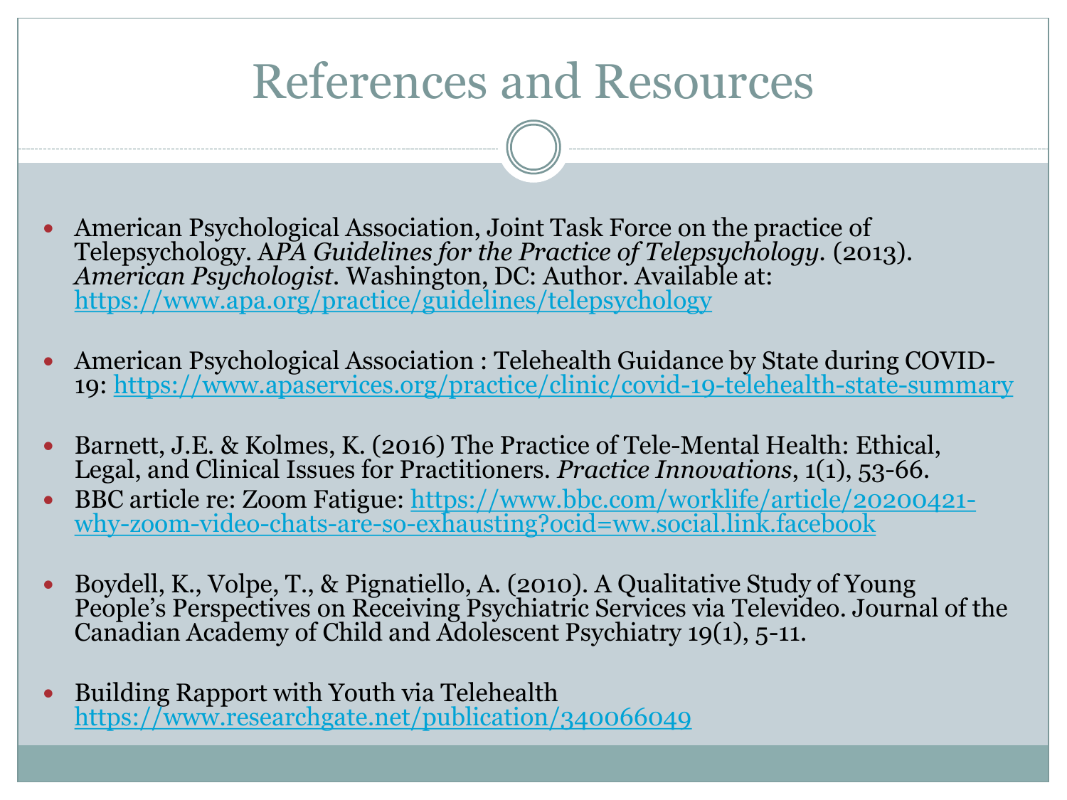# References and Resources

- American Psychological Association, Joint Task Force on the practice of Telepsychology. A*PA Guidelines for the Practice of Telepsychology*. (2013). *American Psychologist*. Washington, DC: Author. Available at: https://www.apa.org/practice/guidelines/telepsychology

- American Psychological Association : Telehealth Guidance by State during COVID-19: https://www.apaservices.org/practice/clinic/covid-19-telehealth-state-summary

- Barnett, J.E. & Kolmes, K. (2016) The Practice of Tele-Mental Health: Ethical, Legal, and Clinical Issues for Practitioners. *Practice Innovations*, 1(1), 53-66.
- BBC article re: Zoom Fatigue: https://www.bbc.com/worklife/article/20200421-why-zoom-video-chats-are-so-exhausting?ocid=ww.social.link.facebook

- Boydell, K., Volpe, T., & Pignatiello, A. (2010). A Qualitative Study of Young People's Perspectives on Receiving Psychiatric Services via Televideo. Journal of the Canadian Academy of Child and Adolescent Psychiatry 19(1), 5-11.

- Building Rapport with Youth via Telehealth https://www.researchgate.net/publication/340066049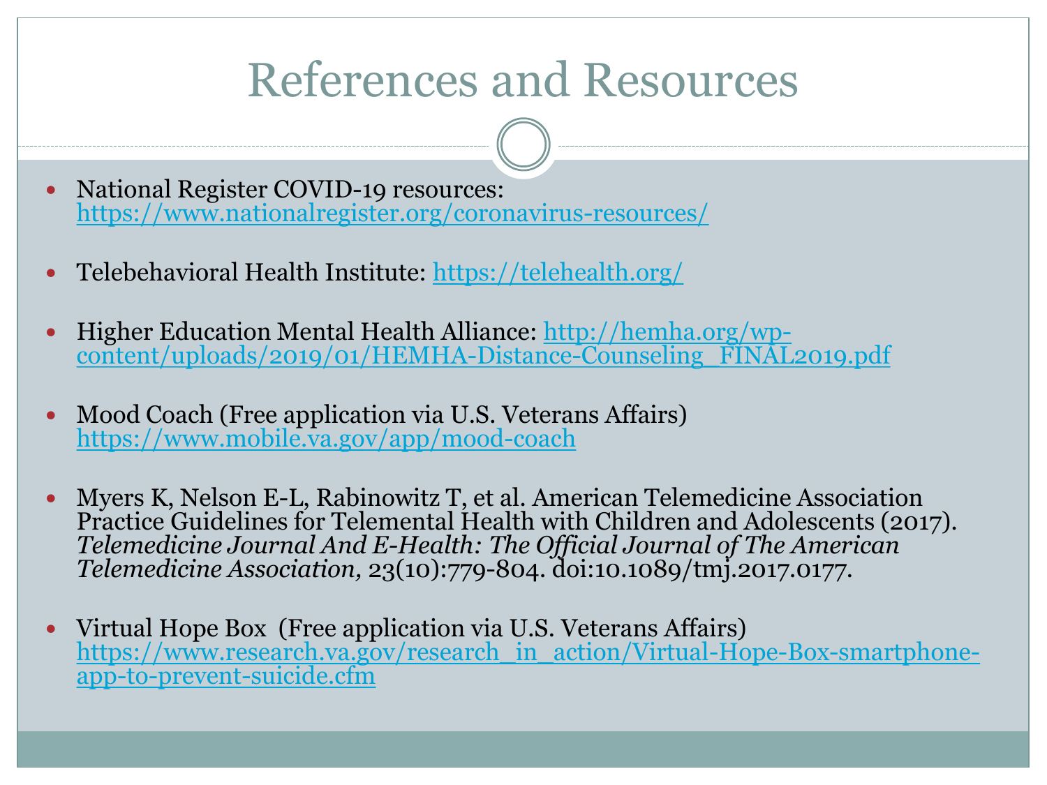# References and Resources

- National Register COVID-19 resources: https://www.nationalregister.org/coronavirus-resources/
- Telebehavioral Health Institute: https://telehealth.org/
- Higher Education Mental Health Alliance: http://hemha.org/wp-content/uploads/2019/01/HEMHA-Distance-Counseling_FINAL2019.pdf
- Mood Coach (Free application via U.S. Veterans Affairs) https://www.mobile.va.gov/app/mood-coach
- Myers K, Nelson E-L, Rabinowitz T, et al. American Telemedicine Association Practice Guidelines for Telemental Health with Children and Adolescents (2017). *Telemedicine Journal And E-Health: The Official Journal of The American Telemedicine Association,* 23(10):779-804. doi:10.1089/tmj.2017.0177.
- Virtual Hope Box (Free application via U.S. Veterans Affairs) https://www.research.va.gov/research_in_action/Virtual-Hope-Box-smartphone-app-to-prevent-suicide.cfm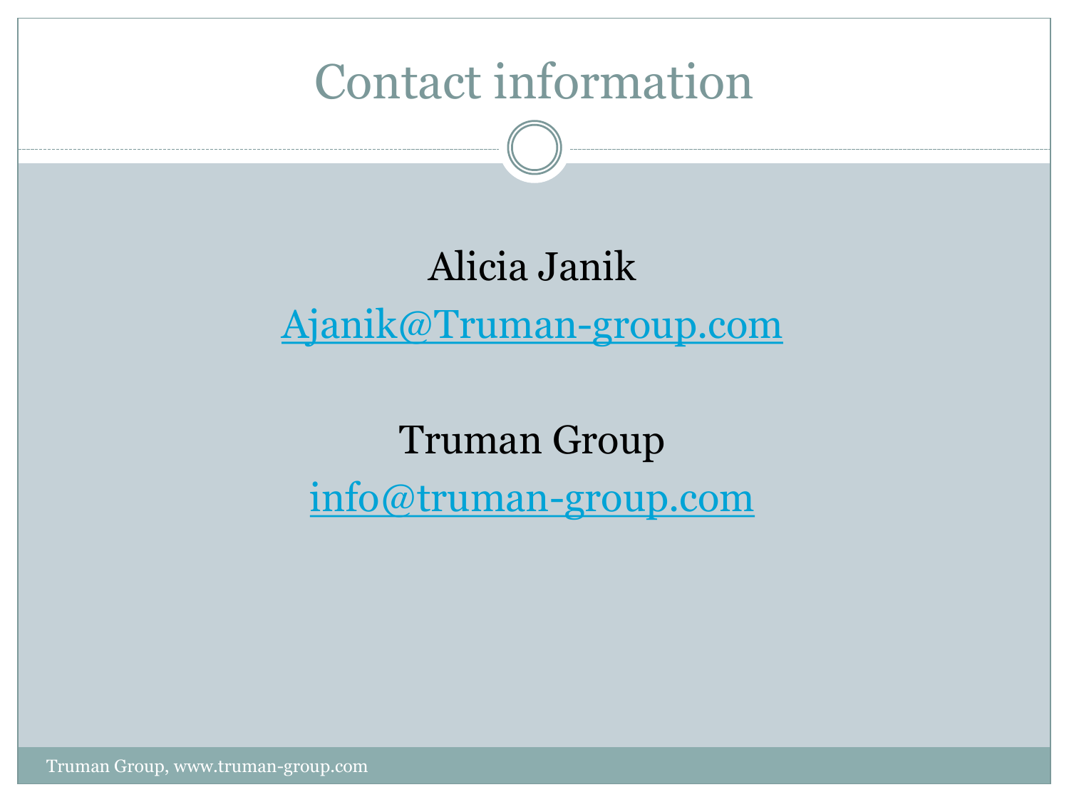# Contact information

Alicia Janik

Ajanik@Truman-group.com

Truman Group

info@truman-group.com